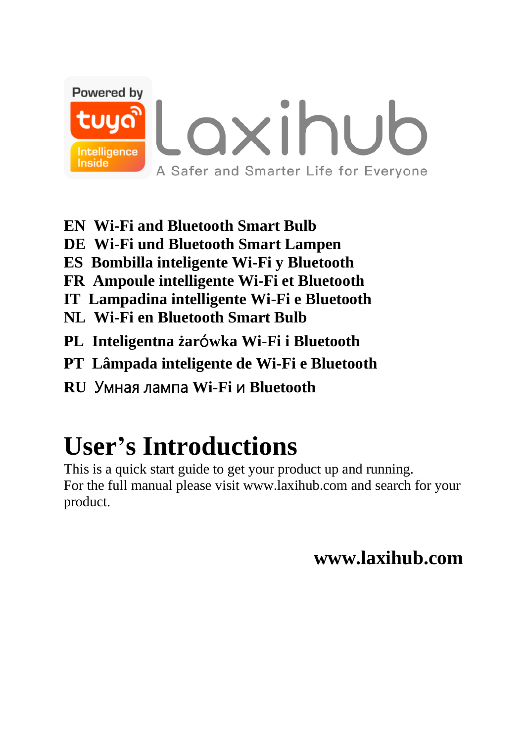Powered by tuya Intelligence Inside

Laxihub

A Safer and Smarter Life for Everyone

**EN Wi-Fi and Bluetooth Smart Bulb**
**DE Wi-Fi und Bluetooth Smart Lampen**
**ES Bombilla inteligente Wi-Fi y Bluetooth**
**FR Ampoule intelligente Wi-Fi et Bluetooth**
**IT Lampadina intelligente Wi-Fi e Bluetooth**
**NL Wi-Fi en Bluetooth Smart Bulb**
**PL Inteligentna żarówka Wi-Fi i Bluetooth**
**PT Lâmpada inteligente de Wi-Fi e Bluetooth**
**RU Умная лампа Wi-Fi и Bluetooth**

# User's Introductions

This is a quick start guide to get your product up and running.
For the full manual please visit www.laxihub.com and search for your product.

**www.laxihub.com**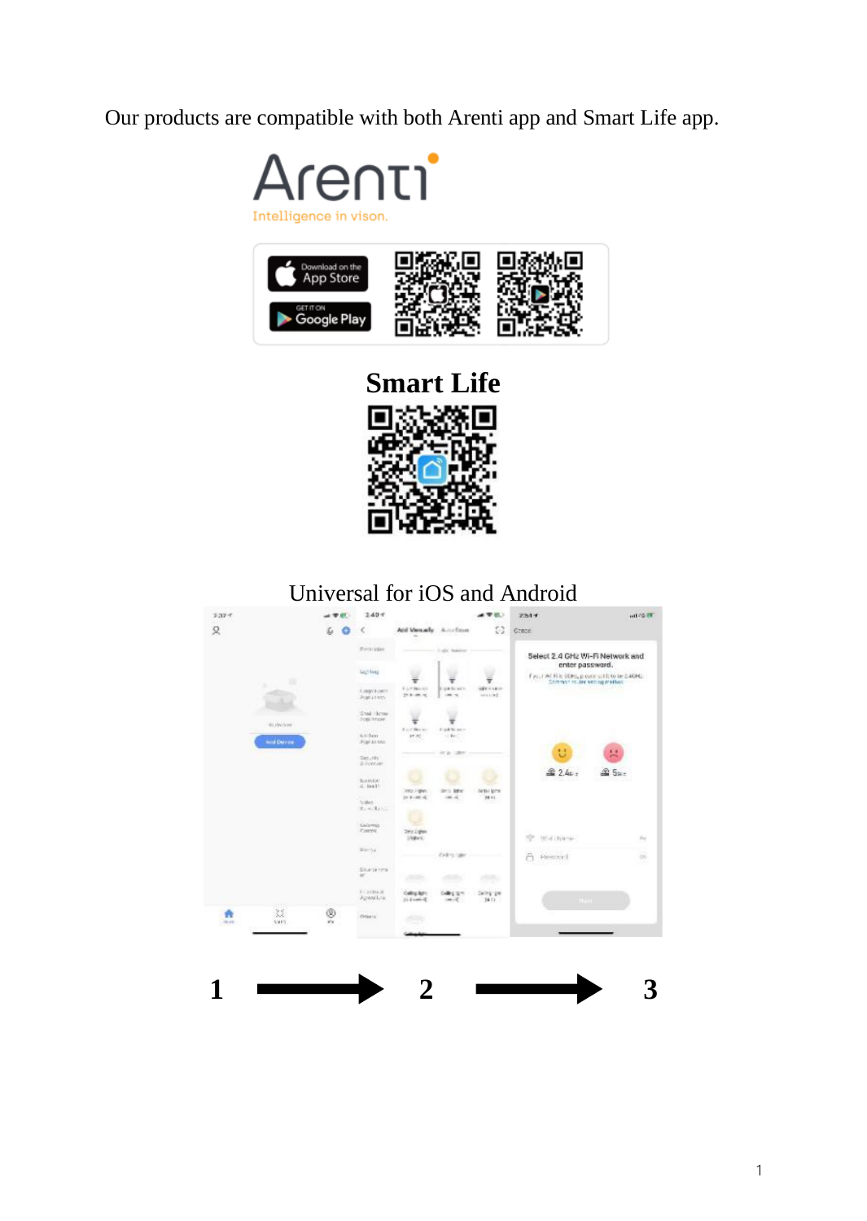Our products are compatible with both Arenti app and Smart Life app.

Arenti

Intelligence in vison.

Download on the App Store

GET IT ON Google Play

**Smart Life**

Universal for iOS and Android

**1** → **2** → **3**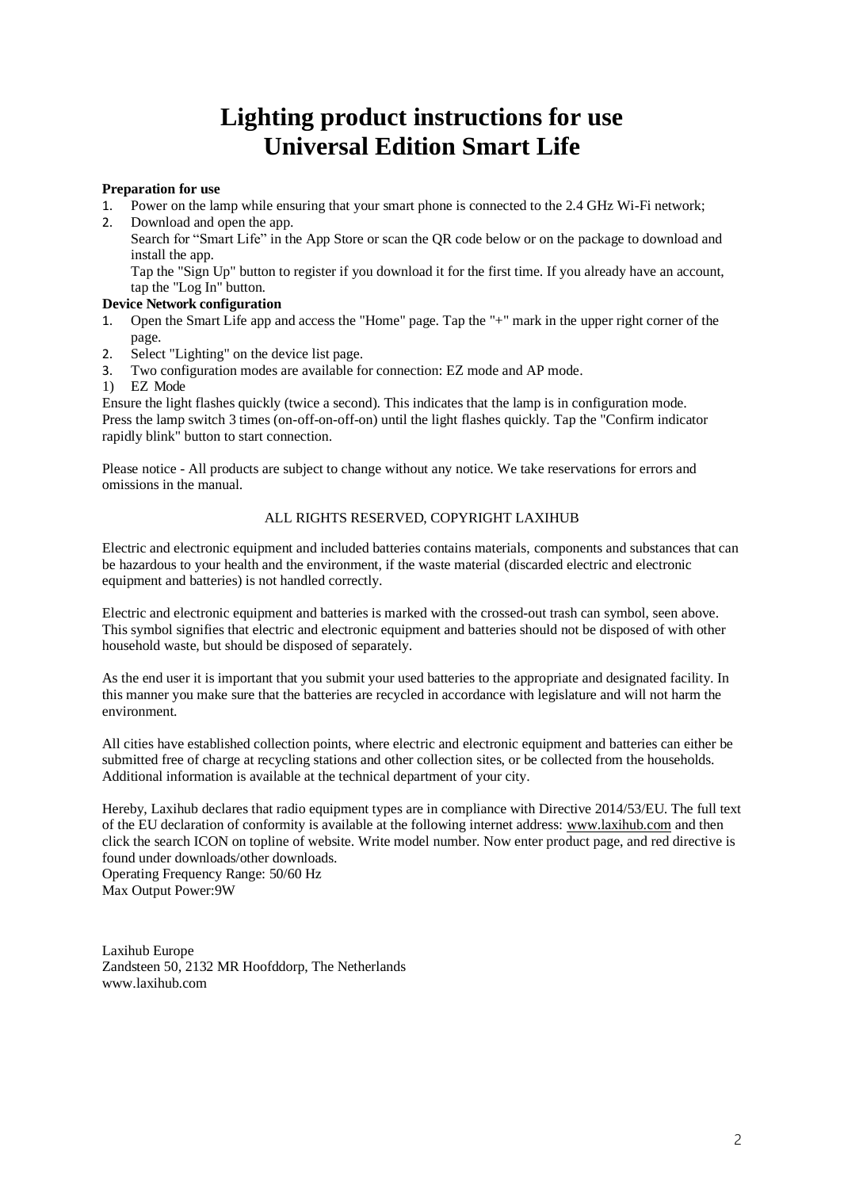# Lighting product instructions for use
# Universal Edition Smart Life

**Preparation for use**

1. Power on the lamp while ensuring that your smart phone is connected to the 2.4 GHz Wi-Fi network;
2. Download and open the app.
   Search for “Smart Life” in the App Store or scan the QR code below or on the package to download and install the app.
   Tap the "Sign Up" button to register if you download it for the first time. If you already have an account, tap the "Log In" button.

**Device Network configuration**

1. Open the Smart Life app and access the "Home" page. Tap the "+" mark in the upper right corner of the page.
2. Select "Lighting" on the device list page.
3. Two configuration modes are available for connection: EZ mode and AP mode.

1) EZ Mode

Ensure the light flashes quickly (twice a second). This indicates that the lamp is in configuration mode. Press the lamp switch 3 times (on-off-on-off-on) until the light flashes quickly. Tap the "Confirm indicator rapidly blink" button to start connection.

Please notice - All products are subject to change without any notice. We take reservations for errors and omissions in the manual.

ALL RIGHTS RESERVED, COPYRIGHT LAXIHUB

Electric and electronic equipment and included batteries contains materials, components and substances that can be hazardous to your health and the environment, if the waste material (discarded electric and electronic equipment and batteries) is not handled correctly.

Electric and electronic equipment and batteries is marked with the crossed-out trash can symbol, seen above. This symbol signifies that electric and electronic equipment and batteries should not be disposed of with other household waste, but should be disposed of separately.

As the end user it is important that you submit your used batteries to the appropriate and designated facility. In this manner you make sure that the batteries are recycled in accordance with legislature and will not harm the environment.

All cities have established collection points, where electric and electronic equipment and batteries can either be submitted free of charge at recycling stations and other collection sites, or be collected from the households. Additional information is available at the technical department of your city.

Hereby, Laxihub declares that radio equipment types are in compliance with Directive 2014/53/EU. The full text of the EU declaration of conformity is available at the following internet address: www.laxihub.com and then click the search ICON on topline of website. Write model number. Now enter product page, and red directive is found under downloads/other downloads.
Operating Frequency Range: 50/60 Hz
Max Output Power:9W

Laxihub Europe
Zandsteen 50, 2132 MR Hoofddorp, The Netherlands
www.laxihub.com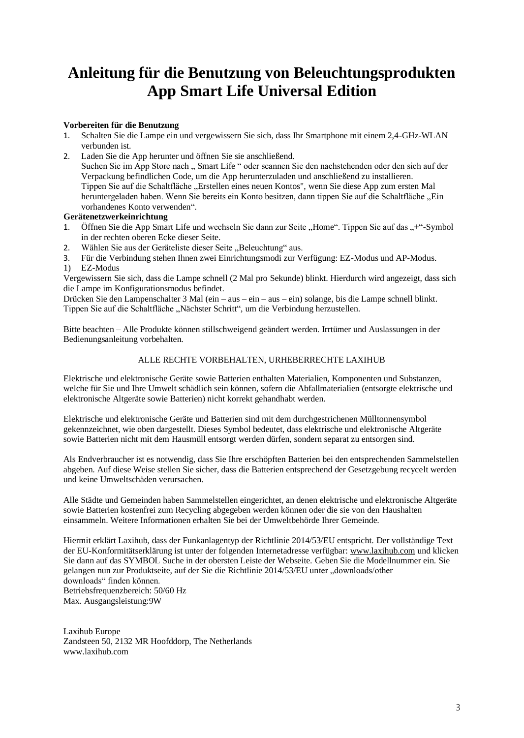# Anleitung für die Benutzung von Beleuchtungsprodukten App Smart Life Universal Edition

**Vorbereiten für die Benutzung**

1. Schalten Sie die Lampe ein und vergewissern Sie sich, dass Ihr Smartphone mit einem 2,4-GHz-WLAN verbunden ist.
2. Laden Sie die App herunter und öffnen Sie sie anschließend.
   Suchen Sie im App Store nach „ Smart Life “ oder scannen Sie den nachstehenden oder den sich auf der Verpackung befindlichen Code, um die App herunterzuladen und anschließend zu installieren.
   Tippen Sie auf die Schaltfläche „Erstellen eines neuen Kontos", wenn Sie diese App zum ersten Mal heruntergeladen haben. Wenn Sie bereits ein Konto besitzen, dann tippen Sie auf die Schaltfläche „Ein vorhandenes Konto verwenden“.

**Gerätenetzwerkeinrichtung**

1. Öffnen Sie die App Smart Life und wechseln Sie dann zur Seite „Home“. Tippen Sie auf das „+“-Symbol in der rechten oberen Ecke dieser Seite.
2. Wählen Sie aus der Geräteliste dieser Seite „Beleuchtung“ aus.
3. Für die Verbindung stehen Ihnen zwei Einrichtungsmodi zur Verfügung: EZ-Modus und AP-Modus.

1) EZ-Modus

Vergewissern Sie sich, dass die Lampe schnell (2 Mal pro Sekunde) blinkt. Hierdurch wird angezeigt, dass sich die Lampe im Konfigurationsmodus befindet.
Drücken Sie den Lampenschalter 3 Mal (ein – aus – ein – aus – ein) solange, bis die Lampe schnell blinkt.
Tippen Sie auf die Schaltfläche „Nächster Schritt“, um die Verbindung herzustellen.

Bitte beachten – Alle Produkte können stillschweigend geändert werden. Irrtümer und Auslassungen in der Bedienungsanleitung vorbehalten.

ALLE RECHTE VORBEHALTEN, URHEBERRECHTE LAXIHUB

Elektrische und elektronische Geräte sowie Batterien enthalten Materialien, Komponenten und Substanzen, welche für Sie und Ihre Umwelt schädlich sein können, sofern die Abfallmaterialien (entsorgte elektrische und elektronische Altgeräte sowie Batterien) nicht korrekt gehandhabt werden.

Elektrische und elektronische Geräte und Batterien sind mit dem durchgestrichenen Mülltonnensymbol gekennzeichnet, wie oben dargestellt. Dieses Symbol bedeutet, dass elektrische und elektronische Altgeräte sowie Batterien nicht mit dem Hausmüll entsorgt werden dürfen, sondern separat zu entsorgen sind.

Als Endverbraucher ist es notwendig, dass Sie Ihre erschöpften Batterien bei den entsprechenden Sammelstellen abgeben. Auf diese Weise stellen Sie sicher, dass die Batterien entsprechend der Gesetzgebung recycelt werden und keine Umweltschäden verursachen.

Alle Städte und Gemeinden haben Sammelstellen eingerichtet, an denen elektrische und elektronische Altgeräte sowie Batterien kostenfrei zum Recycling abgegeben werden können oder die sie von den Haushalten einsammeln. Weitere Informationen erhalten Sie bei der Umweltbehörde Ihrer Gemeinde.

Hiermit erklärt Laxihub, dass der Funkanlagentyp der Richtlinie 2014/53/EU entspricht. Der vollständige Text der EU-Konformitätserklärung ist unter der folgenden Internetadresse verfügbar: www.laxihub.com und klicken Sie dann auf das SYMBOL Suche in der obersten Leiste der Webseite. Geben Sie die Modellnummer ein. Sie gelangen nun zur Produktseite, auf der Sie die Richtlinie 2014/53/EU unter „downloads/other downloads“ finden können.
Betriebsfrequenzbereich: 50/60 Hz
Max. Ausgangsleistung:9W

Laxihub Europe
Zandsteen 50, 2132 MR Hoofddorp, The Netherlands
www.laxihub.com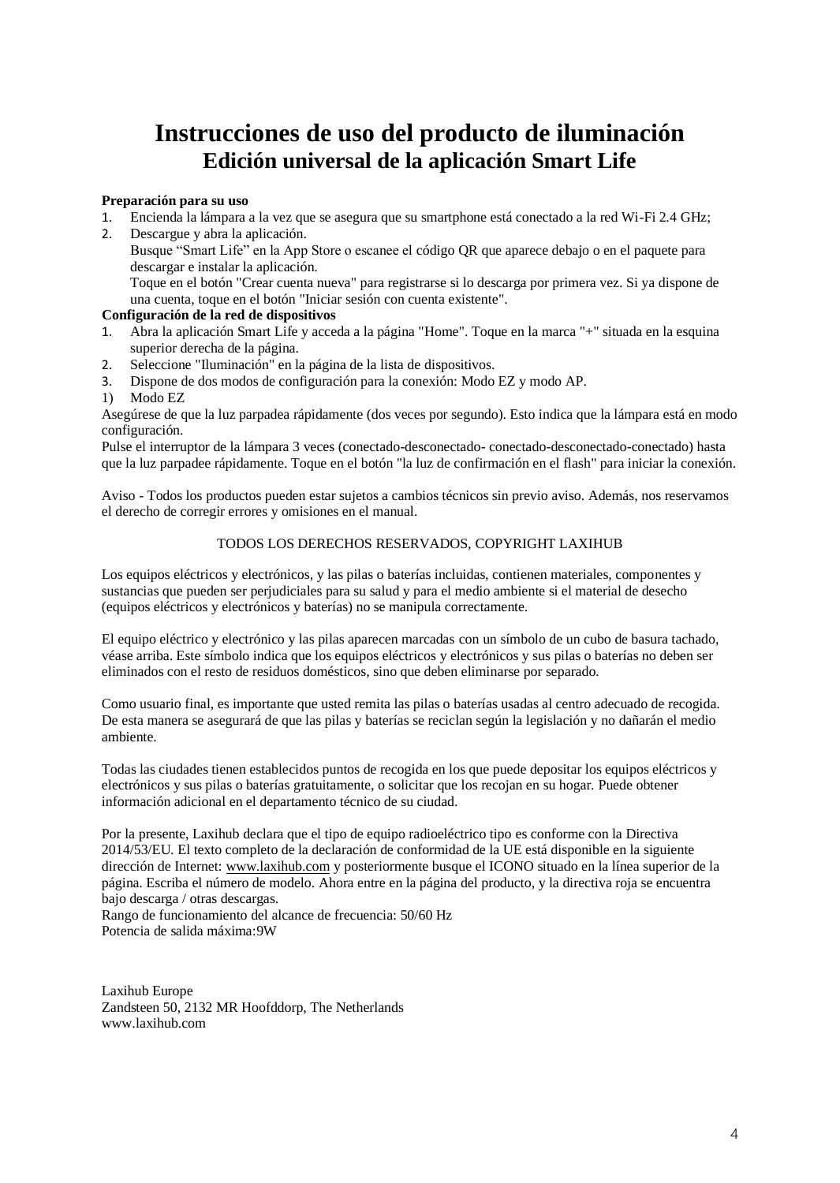# Instrucciones de uso del producto de iluminación

## Edición universal de la aplicación Smart Life

**Preparación para su uso**

1. Encienda la lámpara a la vez que se asegura que su smartphone está conectado a la red Wi-Fi 2.4 GHz;
2. Descargue y abra la aplicación.
   Busque “Smart Life” en la App Store o escanee el código QR que aparece debajo o en el paquete para descargar e instalar la aplicación.
   Toque en el botón "Crear cuenta nueva" para registrarse si lo descarga por primera vez. Si ya dispone de una cuenta, toque en el botón "Iniciar sesión con cuenta existente".

**Configuración de la red de dispositivos**

1. Abra la aplicación Smart Life y acceda a la página "Home". Toque en la marca "+" situada en la esquina superior derecha de la página.
2. Seleccione "Iluminación" en la página de la lista de dispositivos.
3. Dispone de dos modos de configuración para la conexión: Modo EZ y modo AP.

1) Modo EZ

Asegúrese de que la luz parpadea rápidamente (dos veces por segundo). Esto indica que la lámpara está en modo configuración.
Pulse el interruptor de la lámpara 3 veces (conectado-desconectado- conectado-desconectado-conectado) hasta que la luz parpadee rápidamente. Toque en el botón "la luz de confirmación en el flash" para iniciar la conexión.

Aviso - Todos los productos pueden estar sujetos a cambios técnicos sin previo aviso. Además, nos reservamos el derecho de corregir errores y omisiones en el manual.

TODOS LOS DERECHOS RESERVADOS, COPYRIGHT LAXIHUB

Los equipos eléctricos y electrónicos, y las pilas o baterías incluidas, contienen materiales, componentes y sustancias que pueden ser perjudiciales para su salud y para el medio ambiente si el material de desecho (equipos eléctricos y electrónicos y baterías) no se manipula correctamente.

El equipo eléctrico y electrónico y las pilas aparecen marcadas con un símbolo de un cubo de basura tachado, véase arriba. Este símbolo indica que los equipos eléctricos y electrónicos y sus pilas o baterías no deben ser eliminados con el resto de residuos domésticos, sino que deben eliminarse por separado.

Como usuario final, es importante que usted remita las pilas o baterías usadas al centro adecuado de recogida. De esta manera se asegurará de que las pilas y baterías se reciclan según la legislación y no dañarán el medio ambiente.

Todas las ciudades tienen establecidos puntos de recogida en los que puede depositar los equipos eléctricos y electrónicos y sus pilas o baterías gratuitamente, o solicitar que los recojan en su hogar. Puede obtener información adicional en el departamento técnico de su ciudad.

Por la presente, Laxihub declara que el tipo de equipo radioeléctrico tipo es conforme con la Directiva 2014/53/EU. El texto completo de la declaración de conformidad de la UE está disponible en la siguiente dirección de Internet: www.laxihub.com y posteriormente busque el ICONO situado en la línea superior de la página. Escriba el número de modelo. Ahora entre en la página del producto, y la directiva roja se encuentra bajo descarga / otras descargas.
Rango de funcionamiento del alcance de frecuencia: 50/60 Hz
Potencia de salida máxima:9W

Laxihub Europe
Zandsteen 50, 2132 MR Hoofddorp, The Netherlands
www.laxihub.com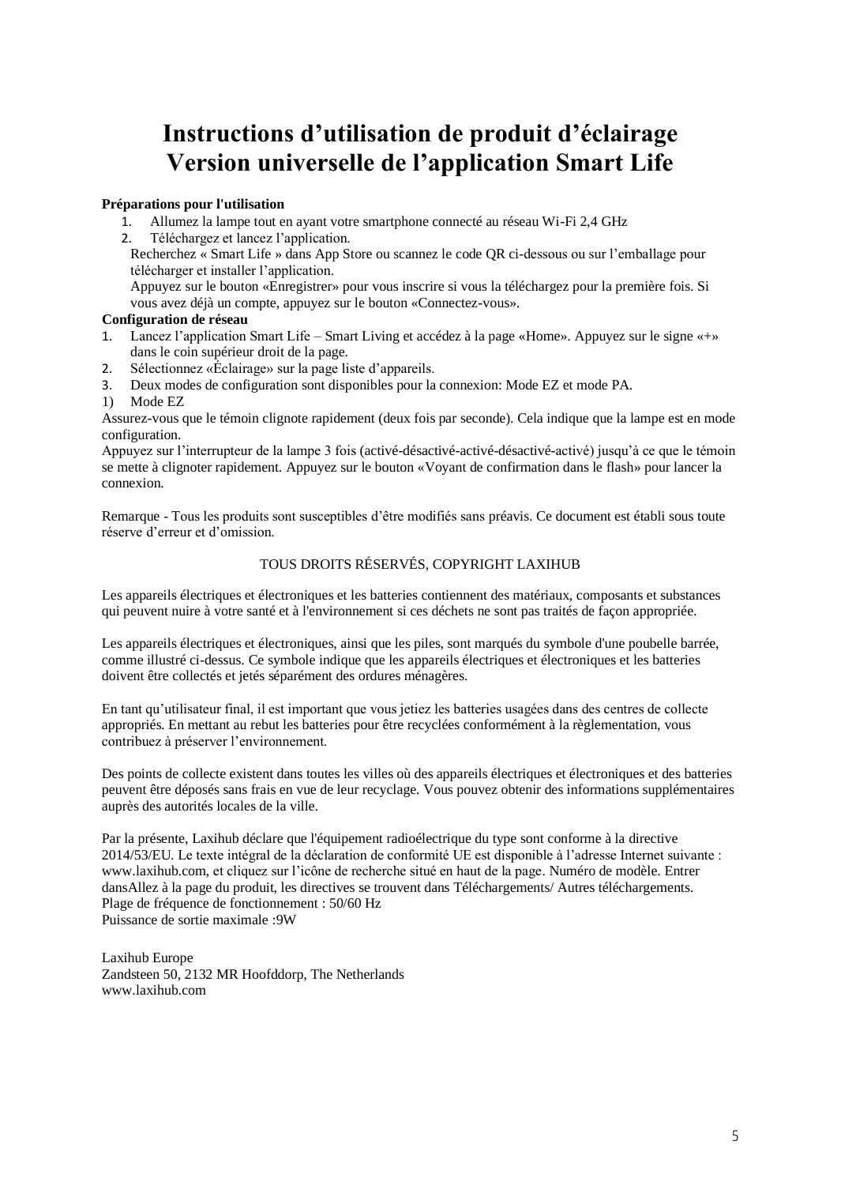# Instructions d'utilisation de produit d'éclairage
# Version universelle de l'application Smart Life

**Préparations pour l'utilisation**

1. Allumez la lampe tout en ayant votre smartphone connecté au réseau Wi-Fi 2,4 GHz
2. Téléchargez et lancez l'application.
   Recherchez « Smart Life » dans App Store ou scannez le code QR ci-dessous ou sur l'emballage pour télécharger et installer l'application.
   Appuyez sur le bouton «Enregistrer» pour vous inscrire si vous la téléchargez pour la première fois. Si vous avez déjà un compte, appuyez sur le bouton «Connectez-vous».

**Configuration de réseau**

1. Lancez l'application Smart Life – Smart Living et accédez à la page «Home». Appuyez sur le signe «+» dans le coin supérieur droit de la page.
2. Sélectionnez «Éclairage» sur la page liste d'appareils.
3. Deux modes de configuration sont disponibles pour la connexion: Mode EZ et mode PA.

1) Mode EZ

Assurez-vous que le témoin clignote rapidement (deux fois par seconde). Cela indique que la lampe est en mode configuration.
Appuyez sur l'interrupteur de la lampe 3 fois (activé-désactivé-activé-désactivé-activé) jusqu'à ce que le témoin se mette à clignoter rapidement. Appuyez sur le bouton «Voyant de confirmation dans le flash» pour lancer la connexion.

Remarque - Tous les produits sont susceptibles d'être modifiés sans préavis. Ce document est établi sous toute réserve d'erreur et d'omission.

TOUS DROITS RÉSERVÉS, COPYRIGHT LAXIHUB

Les appareils électriques et électroniques et les batteries contiennent des matériaux, composants et substances qui peuvent nuire à votre santé et à l'environnement si ces déchets ne sont pas traités de façon appropriée.

Les appareils électriques et électroniques, ainsi que les piles, sont marqués du symbole d'une poubelle barrée, comme illustré ci-dessus. Ce symbole indique que les appareils électriques et électroniques et les batteries doivent être collectés et jetés séparément des ordures ménagères.

En tant qu'utilisateur final, il est important que vous jetiez les batteries usagées dans des centres de collecte appropriés. En mettant au rebut les batteries pour être recyclées conformément à la règlementation, vous contribuez à préserver l'environnement.

Des points de collecte existent dans toutes les villes où des appareils électriques et électroniques et des batteries peuvent être déposés sans frais en vue de leur recyclage. Vous pouvez obtenir des informations supplémentaires auprès des autorités locales de la ville.

Par la présente, Laxihub déclare que l'équipement radioélectrique du type sont conforme à la directive 2014/53/EU. Le texte intégral de la déclaration de conformité UE est disponible à l'adresse Internet suivante : www.laxihub.com, et cliquez sur l'icône de recherche situé en haut de la page. Numéro de modèle. Entrer dansAllez à la page du produit, les directives se trouvent dans Téléchargements/ Autres téléchargements.
Plage de fréquence de fonctionnement : 50/60 Hz
Puissance de sortie maximale :9W

Laxihub Europe
Zandsteen 50, 2132 MR Hoofddorp, The Netherlands
www.laxihub.com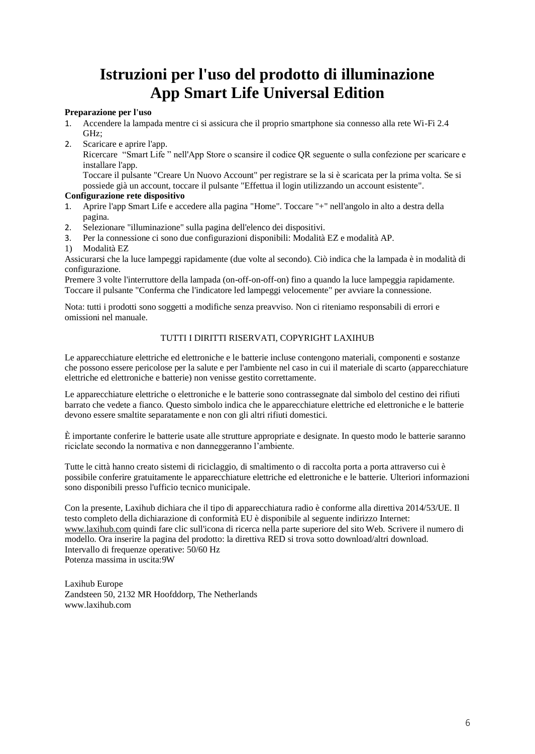# Istruzioni per l'uso del prodotto di illuminazione
# App Smart Life Universal Edition

**Preparazione per l'uso**

1. Accendere la lampada mentre ci si assicura che il proprio smartphone sia connesso alla rete Wi-Fi 2.4 GHz;
2. Scaricare e aprire l'app.
   Ricercare "Smart Life " nell'App Store o scansire il codice QR seguente o sulla confezione per scaricare e installare l'app.
   Toccare il pulsante "Creare Un Nuovo Account" per registrare se la si è scaricata per la prima volta. Se si possiede già un account, toccare il pulsante "Effettua il login utilizzando un account esistente".

**Configurazione rete dispositivo**

1. Aprire l'app Smart Life e accedere alla pagina "Home". Toccare "+" nell'angolo in alto a destra della pagina.
2. Selezionare "illuminazione" sulla pagina dell'elenco dei dispositivi.
3. Per la connessione ci sono due configurazioni disponibili: Modalità EZ e modalità AP.

1) Modalità EZ

Assicurarsi che la luce lampeggi rapidamente (due volte al secondo). Ciò indica che la lampada è in modalità di configurazione.
Premere 3 volte l'interruttore della lampada (on-off-on-off-on) fino a quando la luce lampeggia rapidamente.
Toccare il pulsante "Conferma che l'indicatore led lampeggi velocemente" per avviare la connessione.

Nota: tutti i prodotti sono soggetti a modifiche senza preavviso. Non ci riteniamo responsabili di errori e omissioni nel manuale.

TUTTI I DIRITTI RISERVATI, COPYRIGHT LAXIHUB

Le apparecchiature elettriche ed elettroniche e le batterie incluse contengono materiali, componenti e sostanze che possono essere pericolose per la salute e per l'ambiente nel caso in cui il materiale di scarto (apparecchiature elettriche ed elettroniche e batterie) non venisse gestito correttamente.

Le apparecchiature elettriche o elettroniche e le batterie sono contrassegnate dal simbolo del cestino dei rifiuti barrato che vedete a fianco. Questo simbolo indica che le apparecchiature elettriche ed elettroniche e le batterie devono essere smaltite separatamente e non con gli altri rifiuti domestici.

È importante conferire le batterie usate alle strutture appropriate e designate. In questo modo le batterie saranno riciclate secondo la normativa e non danneggeranno l'ambiente.

Tutte le città hanno creato sistemi di riciclaggio, di smaltimento o di raccolta porta a porta attraverso cui è possibile conferire gratuitamente le apparecchiature elettriche ed elettroniche e le batterie. Ulteriori informazioni sono disponibili presso l'ufficio tecnico municipale.

Con la presente, Laxihub dichiara che il tipo di apparecchiatura radio è conforme alla direttiva 2014/53/UE. Il testo completo della dichiarazione di conformità EU è disponibile al seguente indirizzo Internet: www.laxihub.com quindi fare clic sull'icona di ricerca nella parte superiore del sito Web. Scrivere il numero di modello. Ora inserire la pagina del prodotto: la direttiva RED si trova sotto download/altri download.
Intervallo di frequenze operative: 50/60 Hz
Potenza massima in uscita:9W

Laxihub Europe
Zandsteen 50, 2132 MR Hoofddorp, The Netherlands
www.laxihub.com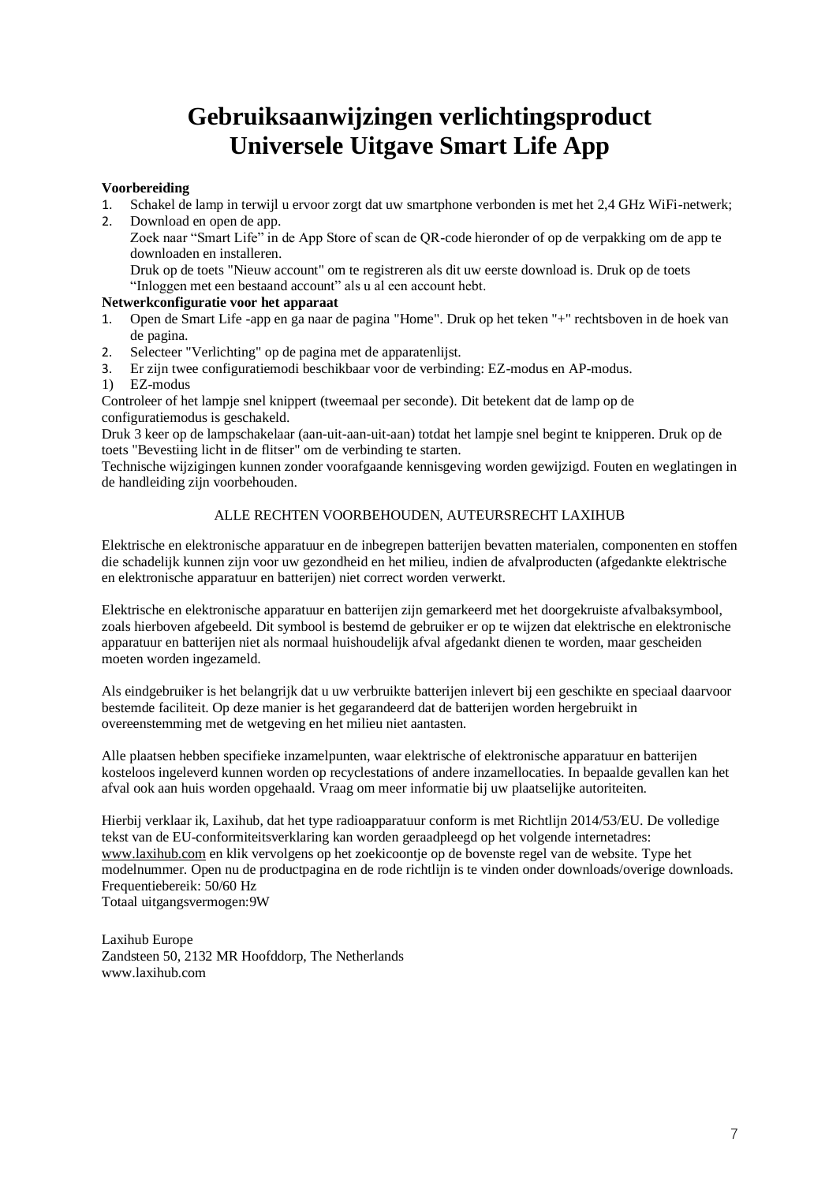# Gebruiksaanwijzingen verlichtingsproduct
# Universele Uitgave Smart Life App

**Voorbereiding**

1. Schakel de lamp in terwijl u ervoor zorgt dat uw smartphone verbonden is met het 2,4 GHz WiFi-netwerk;
2. Download en open de app.
   Zoek naar “Smart Life” in de App Store of scan de QR-code hieronder of op de verpakking om de app te downloaden en installeren.
   Druk op de toets "Nieuw account" om te registreren als dit uw eerste download is. Druk op de toets “Inloggen met een bestaand account” als u al een account hebt.

**Netwerkconfiguratie voor het apparaat**

1. Open de Smart Life -app en ga naar de pagina "Home". Druk op het teken "+" rechtsboven in de hoek van de pagina.
2. Selecteer "Verlichting" op de pagina met de apparatenlijst.
3. Er zijn twee configuratiemodi beschikbaar voor de verbinding: EZ-modus en AP-modus.

1) EZ-modus

Controleer of het lampje snel knippert (tweemaal per seconde). Dit betekent dat de lamp op de configuratiemodus is geschakeld.

Druk 3 keer op de lampschakelaar (aan-uit-aan-uit-aan) totdat het lampje snel begint te knipperen. Druk op de toets "Bevestiing licht in de flitser" om de verbinding te starten.

Technische wijzigingen kunnen zonder voorafgaande kennisgeving worden gewijzigd. Fouten en weglatingen in de handleiding zijn voorbehouden.

ALLE RECHTEN VOORBEHOUDEN, AUTEURSRECHT LAXIHUB

Elektrische en elektronische apparatuur en de inbegrepen batterijen bevatten materialen, componenten en stoffen die schadelijk kunnen zijn voor uw gezondheid en het milieu, indien de afvalproducten (afgedankte elektrische en elektronische apparatuur en batterijen) niet correct worden verwerkt.

Elektrische en elektronische apparatuur en batterijen zijn gemarkeerd met het doorgekruiste afvalbaksymbool, zoals hierboven afgebeeld. Dit symbool is bestemd de gebruiker er op te wijzen dat elektrische en elektronische apparatuur en batterijen niet als normaal huishoudelijk afval afgedankt dienen te worden, maar gescheiden moeten worden ingezameld.

Als eindgebruiker is het belangrijk dat u uw verbruikte batterijen inlevert bij een geschikte en speciaal daarvoor bestemde faciliteit. Op deze manier is het gegarandeerd dat de batterijen worden hergebruikt in overeenstemming met de wetgeving en het milieu niet aantasten.

Alle plaatsen hebben specifieke inzamelpunten, waar elektrische of elektronische apparatuur en batterijen kosteloos ingeleverd kunnen worden op recyclestations of andere inzamellocaties. In bepaalde gevallen kan het afval ook aan huis worden opgehaald. Vraag om meer informatie bij uw plaatselijke autoriteiten.

Hierbij verklaar ik, Laxihub, dat het type radioapparatuur conform is met Richtlijn 2014/53/EU. De volledige tekst van de EU-conformiteitsverklaring kan worden geraadpleegd op het volgende internetadres: www.laxihub.com en klik vervolgens op het zoekicoontje op de bovenste regel van de website. Type het modelnummer. Open nu de productpagina en de rode richtlijn is te vinden onder downloads/overige downloads.
Frequentiebereik: 50/60 Hz
Totaal uitgangsvermogen:9W

Laxihub Europe
Zandsteen 50, 2132 MR Hoofddorp, The Netherlands
www.laxihub.com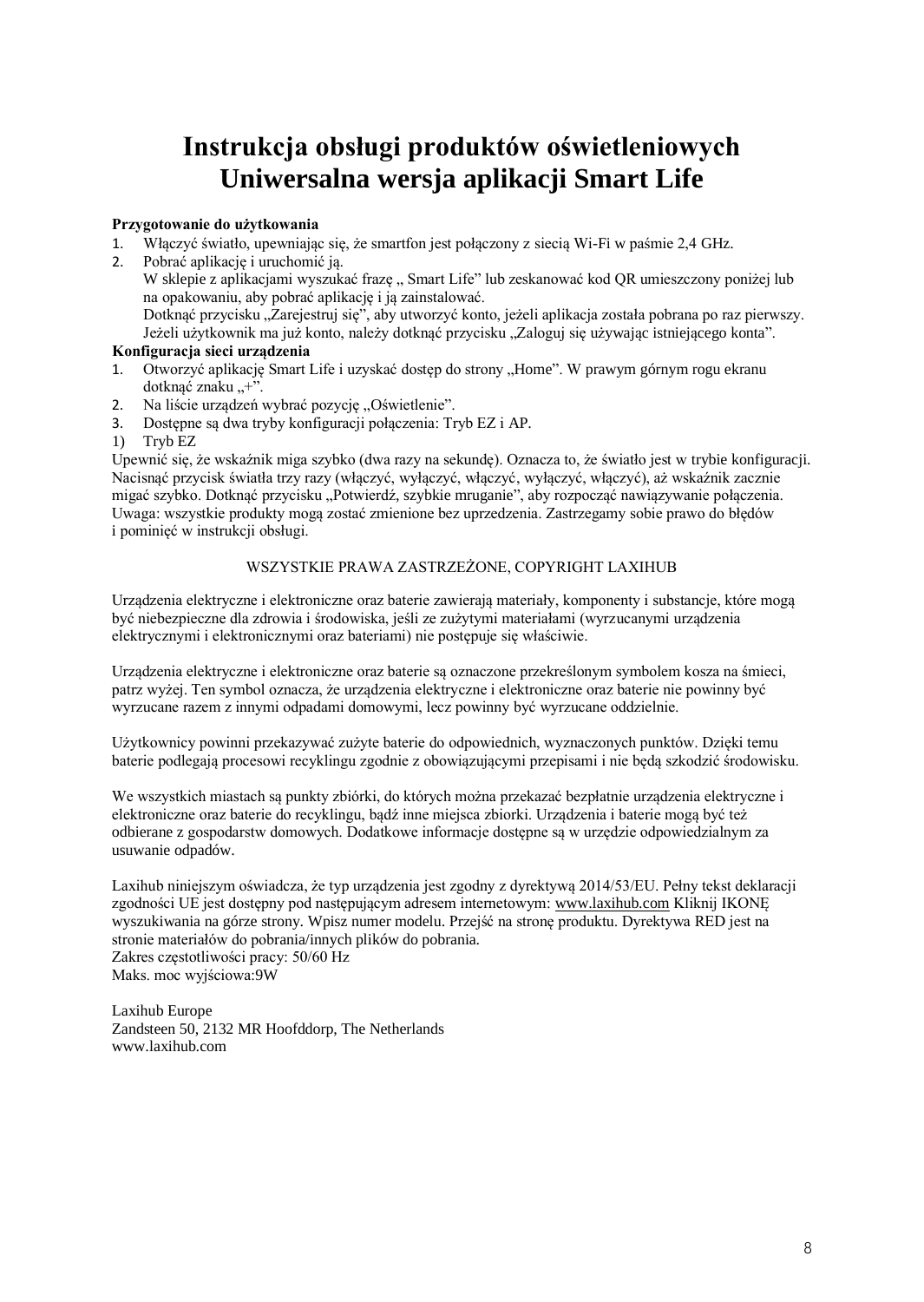# Instrukcja obsługi produktów oświetleniowych Uniwersalna wersja aplikacji Smart Life

**Przygotowanie do użytkowania**

1. Włączyć światło, upewniając się, że smartfon jest połączony z siecią Wi-Fi w paśmie 2,4 GHz.
2. Pobrać aplikację i uruchomić ją.
   W sklepie z aplikacjami wyszukać frazę „ Smart Life" lub zeskanować kod QR umieszczony poniżej lub na opakowaniu, aby pobrać aplikację i ją zainstalować.
   Dotknąć przycisku „Zarejestruj się", aby utworzyć konto, jeżeli aplikacja została pobrana po raz pierwszy. Jeżeli użytkownik ma już konto, należy dotknąć przycisku „Zaloguj się używając istniejącego konta".

**Konfiguracja sieci urządzenia**

1. Otworzyć aplikację Smart Life i uzyskać dostęp do strony „Home". W prawym górnym rogu ekranu dotknąć znaku „+".
2. Na liście urządzeń wybrać pozycję „Oświetlenie".
3. Dostępne są dwa tryby konfiguracji połączenia: Tryb EZ i AP.

1) Tryb EZ

Upewnić się, że wskaźnik miga szybko (dwa razy na sekundę). Oznacza to, że światło jest w trybie konfiguracji. Nacisnąć przycisk światła trzy razy (włączyć, wyłączyć, włączyć, wyłączyć, włączyć), aż wskaźnik zacznie migać szybko. Dotknąć przycisku „Potwierdź, szybkie mruganie", aby rozpocząć nawiązywanie połączenia. Uwaga: wszystkie produkty mogą zostać zmienione bez uprzedzenia. Zastrzegamy sobie prawo do błędów i pominięć w instrukcji obsługi.

WSZYSTKIE PRAWA ZASTRZEŻONE, COPYRIGHT LAXIHUB

Urządzenia elektryczne i elektroniczne oraz baterie zawierają materiały, komponenty i substancje, które mogą być niebezpieczne dla zdrowia i środowiska, jeśli ze zużytymi materiałami (wyrzucanymi urządzenia elektrycznymi i elektronicznymi oraz bateriami) nie postępuje się właściwie.

Urządzenia elektryczne i elektroniczne oraz baterie są oznaczone przekreślonym symbolem kosza na śmieci, patrz wyżej. Ten symbol oznacza, że urządzenia elektryczne i elektroniczne oraz baterie nie powinny być wyrzucane razem z innymi odpadami domowymi, lecz powinny być wyrzucane oddzielnie.

Użytkownicy powinni przekazywać zużyte baterie do odpowiednich, wyznaczonych punktów. Dzięki temu baterie podlegają procesowi recyklingu zgodnie z obowiązującymi przepisami i nie będą szkodzić środowisku.

We wszystkich miastach są punkty zbiórki, do których można przekazać bezpłatnie urządzenia elektryczne i elektroniczne oraz baterie do recyklingu, bądź inne miejsca zbiórki. Urządzenia i baterie mogą być też odbierane z gospodarstw domowych. Dodatkowe informacje dostępne są w urzędzie odpowiedzialnym za usuwanie odpadów.

Laxihub niniejszym oświadcza, że typ urządzenia jest zgodny z dyrektywą 2014/53/EU. Pełny tekst deklaracji zgodności UE jest dostępny pod następującym adresem internetowym: www.laxihub.com Kliknij IKONĘ wyszukiwania na górze strony. Wpisz numer modelu. Przejść na stronę produktu. Dyrektywa RED jest na stronie materiałów do pobrania/innych plików do pobrania.
Zakres częstotliwości pracy: 50/60 Hz
Maks. moc wyjściowa:9W

Laxihub Europe
Zandsteen 50, 2132 MR Hoofddorp, The Netherlands
www.laxihub.com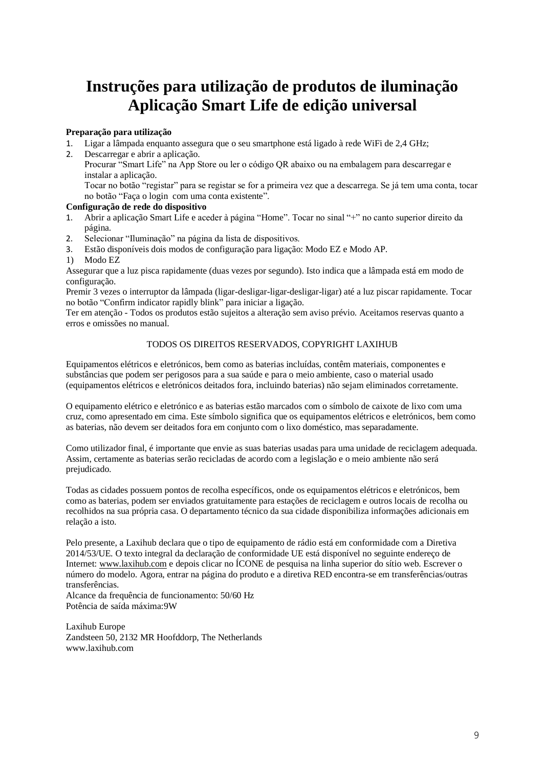# Instruções para utilização de produtos de iluminação Aplicação Smart Life de edição universal

**Preparação para utilização**

1. Ligar a lâmpada enquanto assegura que o seu smartphone está ligado à rede WiFi de 2,4 GHz;
2. Descarregar e abrir a aplicação.
   Procurar "Smart Life" na App Store ou ler o código QR abaixo ou na embalagem para descarregar e instalar a aplicação.
   Tocar no botão "registar" para se registar se for a primeira vez que a descarrega. Se já tem uma conta, tocar no botão "Faça o login com uma conta existente".

**Configuração de rede do dispositivo**

1. Abrir a aplicação Smart Life e aceder à página "Home". Tocar no sinal "+" no canto superior direito da página.
2. Selecionar "Iluminação" na página da lista de dispositivos.
3. Estão disponíveis dois modos de configuração para ligação: Modo EZ e Modo AP.

1) Modo EZ

Assegurar que a luz pisca rapidamente (duas vezes por segundo). Isto indica que a lâmpada está em modo de configuração.

Premir 3 vezes o interruptor da lâmpada (ligar-desligar-ligar-desligar-ligar) até a luz piscar rapidamente. Tocar no botão "Confirm indicator rapidly blink" para iniciar a ligação.

Ter em atenção - Todos os produtos estão sujeitos a alteração sem aviso prévio. Aceitamos reservas quanto a erros e omissões no manual.

TODOS OS DIREITOS RESERVADOS, COPYRIGHT LAXIHUB

Equipamentos elétricos e eletrónicos, bem como as baterias incluídas, contêm materiais, componentes e substâncias que podem ser perigosos para a sua saúde e para o meio ambiente, caso o material usado (equipamentos elétricos e eletrónicos deitados fora, incluindo baterias) não sejam eliminados corretamente.

O equipamento elétrico e eletrónico e as baterias estão marcados com o símbolo de caixote de lixo com uma cruz, como apresentado em cima. Este símbolo significa que os equipamentos elétricos e eletrónicos, bem como as baterias, não devem ser deitados fora em conjunto com o lixo doméstico, mas separadamente.

Como utilizador final, é importante que envie as suas baterias usadas para uma unidade de reciclagem adequada. Assim, certamente as baterias serão recicladas de acordo com a legislação e o meio ambiente não será prejudicado.

Todas as cidades possuem pontos de recolha específicos, onde os equipamentos elétricos e eletrónicos, bem como as baterias, podem ser enviados gratuitamente para estações de reciclagem e outros locais de recolha ou recolhidos na sua própria casa. O departamento técnico da sua cidade disponibiliza informações adicionais em relação a isto.

Pelo presente, a Laxihub declara que o tipo de equipamento de rádio está em conformidade com a Diretiva 2014/53/UE. O texto integral da declaração de conformidade UE está disponível no seguinte endereço de Internet: www.laxihub.com e depois clicar no ÍCONE de pesquisa na linha superior do sítio web. Escrever o número do modelo. Agora, entrar na página do produto e a diretiva RED encontra-se em transferências/outras transferências.
Alcance da frequência de funcionamento: 50/60 Hz
Potência de saída máxima:9W

Laxihub Europe
Zandsteen 50, 2132 MR Hoofddorp, The Netherlands
www.laxihub.com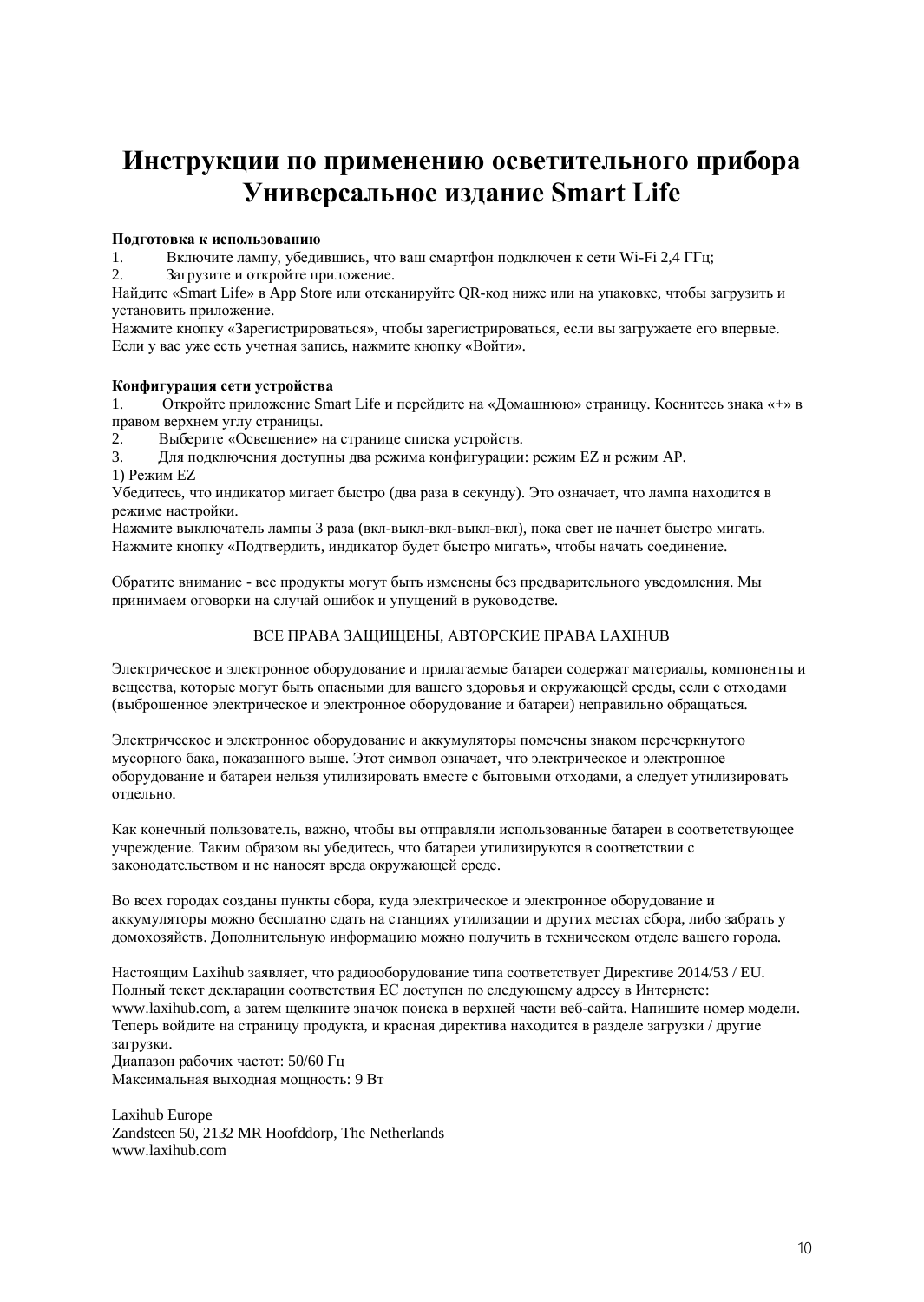# Инструкции по применению осветительного прибора Универсальное издание Smart Life

**Подготовка к использованию**

1. Включите лампу, убедившись, что ваш смартфон подключен к сети Wi-Fi 2,4 ГГц;
2. Загрузите и откройте приложение.

Найдите «Smart Life» в App Store или отсканируйте QR-код ниже или на упаковке, чтобы загрузить и установить приложение.
Нажмите кнопку «Зарегистрироваться», чтобы зарегистрироваться, если вы загружаете его впервые. Если у вас уже есть учетная запись, нажмите кнопку «Войти».

**Конфигурация сети устройства**

1. Откройте приложение Smart Life и перейдите на «Домашнюю» страницу. Коснитесь знака «+» в правом верхнем углу страницы.
2. Выберите «Освещение» на странице списка устройств.
3. Для подключения доступны два режима конфигурации: режим EZ и режим AP.

1) Режим EZ
Убедитесь, что индикатор мигает быстро (два раза в секунду). Это означает, что лампа находится в режиме настройки.
Нажмите выключатель лампы 3 раза (вкл-выкл-вкл-выкл-вкл), пока свет не начнет быстро мигать.
Нажмите кнопку «Подтвердить, индикатор будет быстро мигать», чтобы начать соединение.

Обратите внимание - все продукты могут быть изменены без предварительного уведомления. Мы принимаем оговорки на случай ошибок и упущений в руководстве.

ВСЕ ПРАВА ЗАЩИЩЕНЫ, АВТОРСКИЕ ПРАВА LAXIHUB

Электрическое и электронное оборудование и прилагаемые батареи содержат материалы, компоненты и вещества, которые могут быть опасными для вашего здоровья и окружающей среды, если с отходами (выброшенное электрическое и электронное оборудование и батареи) неправильно обращаться.

Электрическое и электронное оборудование и аккумуляторы помечены знаком перечеркнутого мусорного бака, показанного выше. Этот символ означает, что электрическое и электронное оборудование и батареи нельзя утилизировать вместе с бытовыми отходами, а следует утилизировать отдельно.

Как конечный пользователь, важно, чтобы вы отправляли использованные батареи в соответствующее учреждение. Таким образом вы убедитесь, что батареи утилизируются в соответствии с законодательством и не наносят вреда окружающей среде.

Во всех городах созданы пункты сбора, куда электрическое и электронное оборудование и аккумуляторы можно бесплатно сдать на станциях утилизации и других местах сбора, либо забрать у домохозяйств. Дополнительную информацию можно получить в техническом отделе вашего города.

Настоящим Laxihub заявляет, что радиооборудование типа соответствует Директиве 2014/53 / EU. Полный текст декларации соответствия ЕС доступен по следующему адресу в Интернете: www.laxihub.com, а затем щелкните значок поиска в верхней части веб-сайта. Напишите номер модели. Теперь войдите на страницу продукта, и красная директива находится в разделе загрузки / другие загрузки.
Диапазон рабочих частот: 50/60 Гц
Максимальная выходная мощность: 9 Вт

Laxihub Europe
Zandsteen 50, 2132 MR Hoofddorp, The Netherlands
www.laxihub.com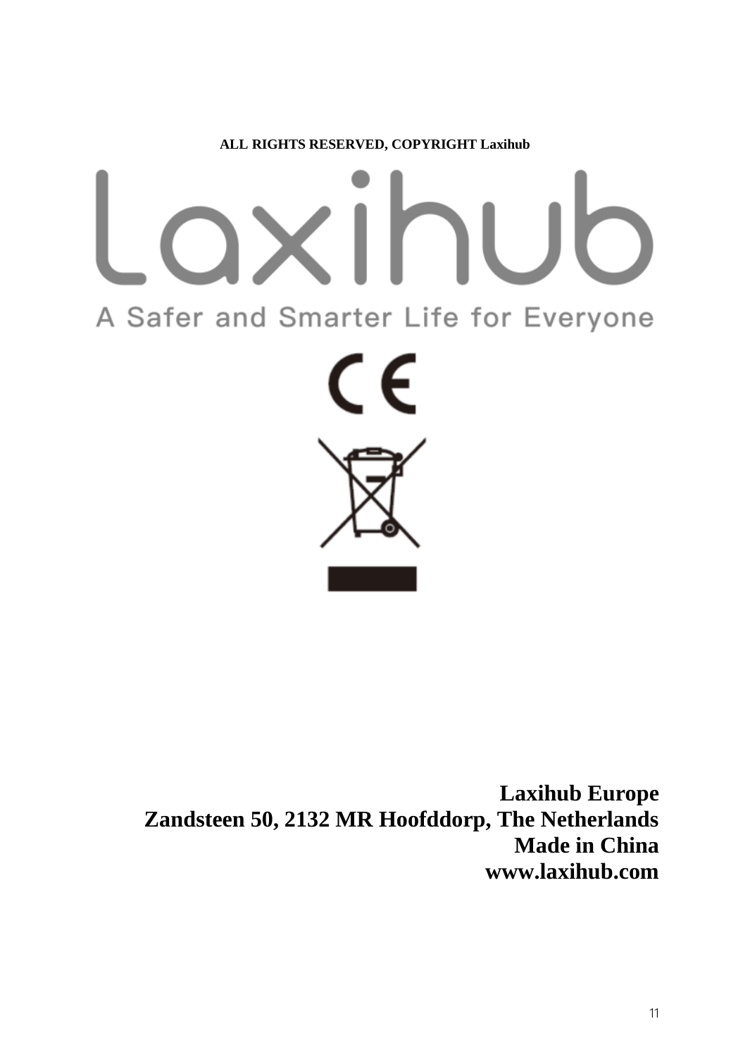**ALL RIGHTS RESERVED, COPYRIGHT Laxihub**

Laxihub

A Safer and Smarter Life for Everyone

**Laxihub Europe**
**Zandsteen 50, 2132 MR Hoofddorp, The Netherlands**
**Made in China**
**www.laxihub.com**